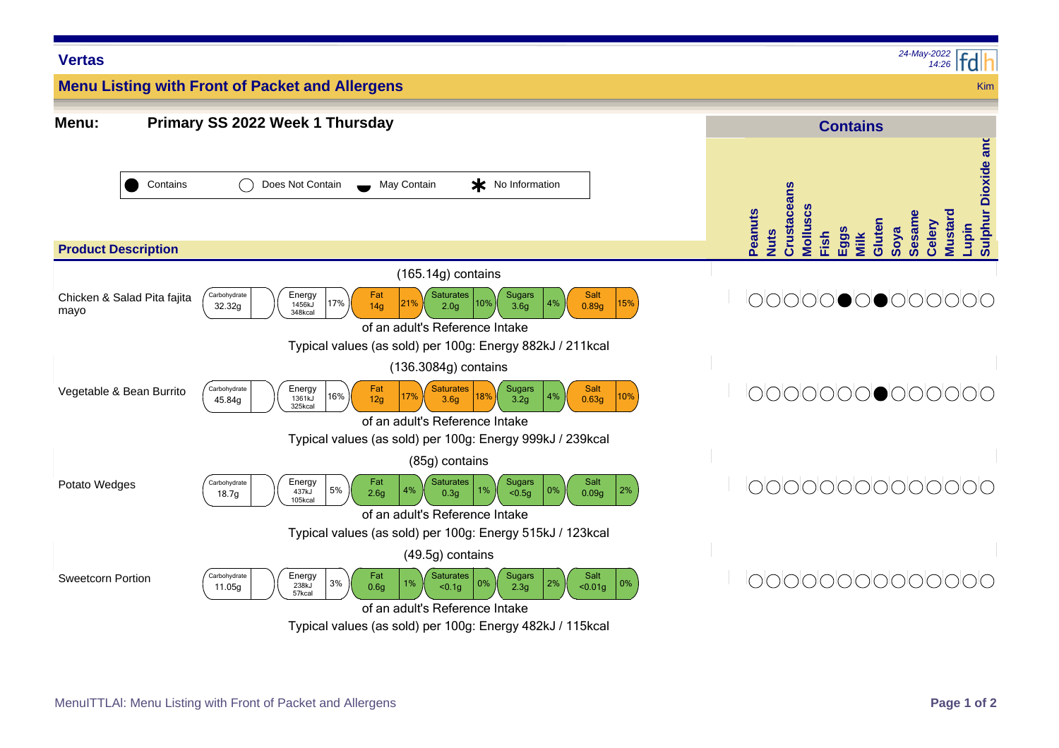**Vertas**

*24-May-2022 14:26*

## Menu Listing with Front of Packet and Allergens

Kim

**Menu:** **Primary SS 2022 Week 1 Thursday**

Legend: ● Contains | ○ Does Not Contain | May Contain | * No Information

| Product Description | Portion | Carbohydrate | Energy | Fat | Saturates | Sugars | Salt | Typical values (as sold) per 100g | Peanuts | Nuts | Crustaceans | Molluscs | Fish | Eggs | Milk | Gluten | Soya | Sesame | Celery | Mustard | Lupin | Sulphur Dioxide and |
|---|---|---|---|---|---|---|---|---|---|---|---|---|---|---|---|---|---|---|---|---|---|---|
| Chicken & Salad Pita fajita mayo | (165.14g) contains | 32.32g | 1456kJ 348kcal 17% | 14g 21% | 2.0g 10% | 3.6g 4% | 0.89g 15% | Energy 882kJ / 211kcal | ○ | ○ | ○ | ○ | ○ | ● | ○ | ● | ○ | ○ | ○ | ○ | ○ | ○ |
| Vegetable & Bean Burrito | (136.3084g) contains | 45.84g | 1361kJ 325kcal 16% | 12g 17% | 3.6g 18% | 3.2g 4% | 0.63g 10% | Energy 999kJ / 239kcal | ○ | ○ | ○ | ○ | ○ | ○ | ○ | ● | ○ | ○ | ○ | ○ | ○ | ○ |
| Potato Wedges | (85g) contains | 18.7g | 437kJ 105kcal 5% | 2.6g 4% | 0.3g 1% | <0.5g 0% | 0.09g 2% | Energy 515kJ / 123kcal | ○ | ○ | ○ | ○ | ○ | ○ | ○ | ○ | ○ | ○ | ○ | ○ | ○ | ○ |
| Sweetcorn Portion | (49.5g) contains | 11.05g | 238kJ 57kcal 3% | 0.6g 1% | <0.1g 0% | 2.3g 2% | <0.01g 0% | Energy 482kJ / 115kcal | ○ | ○ | ○ | ○ | ○ | ○ | ○ | ○ | ○ | ○ | ○ | ○ | ○ | ○ |

Percentages are of an adult's Reference Intake.

MenuITTLAI: Menu Listing with Front of Packet and Allergens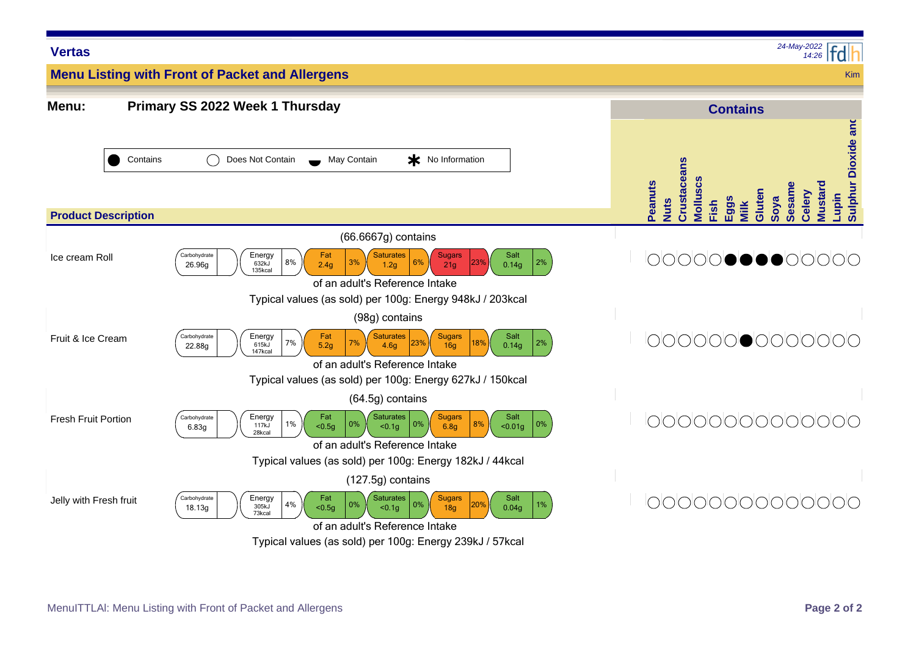**Menu:** Primary SS 2022 Week 1 Thursday

Legend: ● Contains | ○ Does Not Contain | May Contain | * No Information

| Product Description | Portion | Carbohydrate | Energy | Fat | Saturates | Sugars | Salt | Typical values (as sold) per 100g | Peanuts | Nuts | Crustaceans | Molluscs | Fish | Eggs | Milk | Gluten | Soya | Sesame | Celery | Mustard | Lupin | Sulphur Dioxide and |
|---|---|---|---|---|---|---|---|---|---|---|---|---|---|---|---|---|---|---|---|---|---|---|
| Ice cream Roll | (66.6667g) contains | 26.96g | 632kJ 135kcal 8% | 2.4g 3% | 1.2g 6% | 21g 23% | 0.14g 2% | Energy 948kJ / 203kcal | ○ | ○ | ○ | ○ | ○ | ● | ● | ● | ● | ○ | ○ | ○ | ○ | ○ |
| Fruit & Ice Cream | (98g) contains | 22.88g | 615kJ 147kcal 7% | 5.2g 7% | 4.6g 23% | 16g 18% | 0.14g 2% | Energy 627kJ / 150kcal | ○ | ○ | ○ | ○ | ○ | ○ | ● | ○ | ○ | ○ | ○ | ○ | ○ | ○ |
| Fresh Fruit Portion | (64.5g) contains | 6.83g | 117kJ 28kcal 1% | <0.5g 0% | <0.1g 0% | 6.8g 8% | <0.01g 0% | Energy 182kJ / 44kcal | ○ | ○ | ○ | ○ | ○ | ○ | ○ | ○ | ○ | ○ | ○ | ○ | ○ | ○ |
| Jelly with Fresh fruit | (127.5g) contains | 18.13g | 305kJ 73kcal 4% | <0.5g 0% | <0.1g 0% | 18g 20% | 0.04g 1% | Energy 239kJ / 57kcal | ○ | ○ | ○ | ○ | ○ | ○ | ○ | ○ | ○ | ○ | ○ | ○ | ○ | ○ |

Percentages are of an adult's Reference Intake.